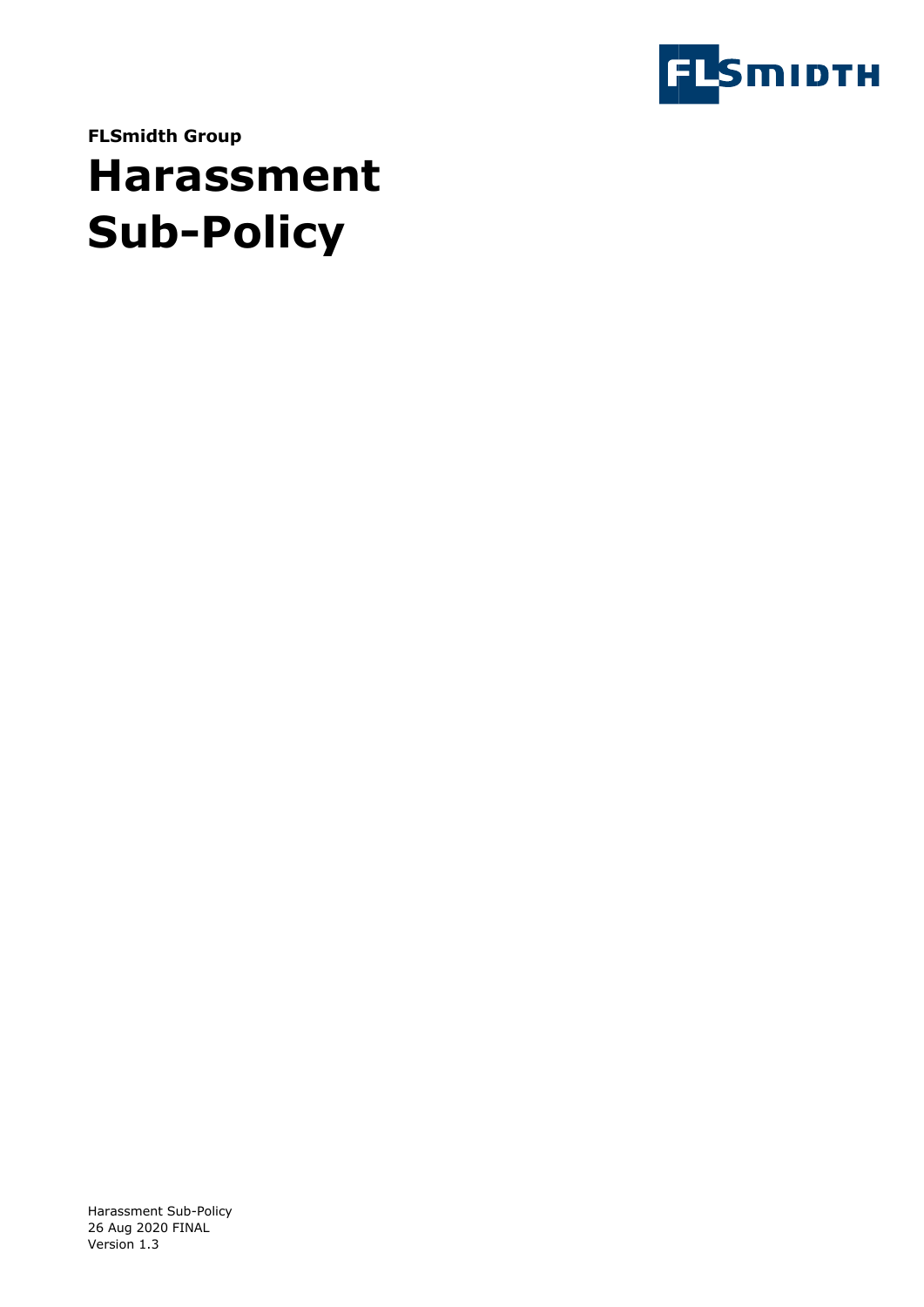**FLSmidth Group**

# Harassment Sub-Policy

Harassment Sub-Policy
26 Aug 2020 FINAL
Version 1.3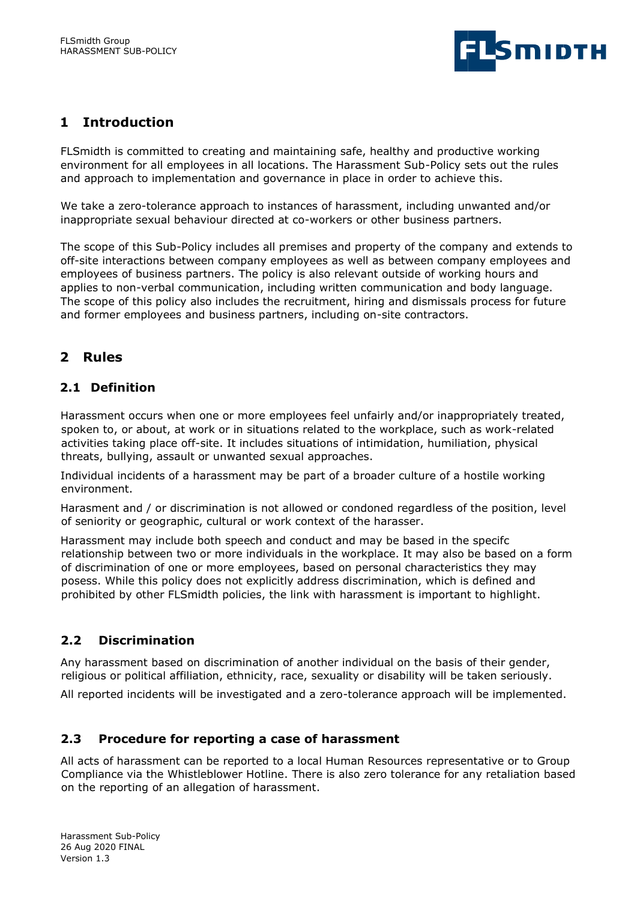## 1 Introduction

FLSmidth is committed to creating and maintaining safe, healthy and productive working environment for all employees in all locations. The Harassment Sub-Policy sets out the rules and approach to implementation and governance in place in order to achieve this.

We take a zero-tolerance approach to instances of harassment, including unwanted and/or inappropriate sexual behaviour directed at co-workers or other business partners.

The scope of this Sub-Policy includes all premises and property of the company and extends to off-site interactions between company employees as well as between company employees and employees of business partners. The policy is also relevant outside of working hours and applies to non-verbal communication, including written communication and body language. The scope of this policy also includes the recruitment, hiring and dismissals process for future and former employees and business partners, including on-site contractors.

## 2 Rules

### 2.1 Definition

Harassment occurs when one or more employees feel unfairly and/or inappropriately treated, spoken to, or about, at work or in situations related to the workplace, such as work-related activities taking place off-site. It includes situations of intimidation, humiliation, physical threats, bullying, assault or unwanted sexual approaches.

Individual incidents of a harassment may be part of a broader culture of a hostile working environment.

Harasment and / or discrimination is not allowed or condoned regardless of the position, level of seniority or geographic, cultural or work context of the harasser.

Harassment may include both speech and conduct and may be based in the specifc relationship between two or more individuals in the workplace. It may also be based on a form of discrimination of one or more employees, based on personal characteristics they may posess. While this policy does not explicitly address discrimination, which is defined and prohibited by other FLSmidth policies, the link with harassment is important to highlight.

### 2.2 Discrimination

Any harassment based on discrimination of another individual on the basis of their gender, religious or political affiliation, ethnicity, race, sexuality or disability will be taken seriously.

All reported incidents will be investigated and a zero-tolerance approach will be implemented.

### 2.3 Procedure for reporting a case of harassment

All acts of harassment can be reported to a local Human Resources representative or to Group Compliance via the Whistleblower Hotline. There is also zero tolerance for any retaliation based on the reporting of an allegation of harassment.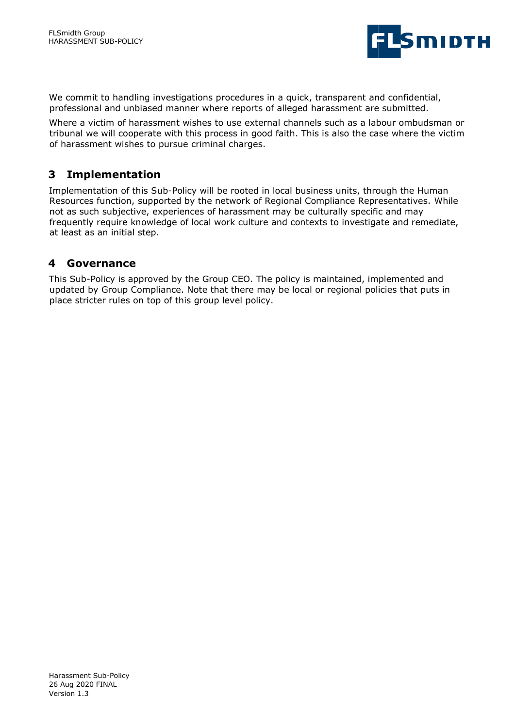We commit to handling investigations procedures in a quick, transparent and confidential, professional and unbiased manner where reports of alleged harassment are submitted.

Where a victim of harassment wishes to use external channels such as a labour ombudsman or tribunal we will cooperate with this process in good faith. This is also the case where the victim of harassment wishes to pursue criminal charges.

## 3 Implementation

Implementation of this Sub-Policy will be rooted in local business units, through the Human Resources function, supported by the network of Regional Compliance Representatives. While not as such subjective, experiences of harassment may be culturally specific and may frequently require knowledge of local work culture and contexts to investigate and remediate, at least as an initial step.

## 4 Governance

This Sub-Policy is approved by the Group CEO. The policy is maintained, implemented and updated by Group Compliance. Note that there may be local or regional policies that puts in place stricter rules on top of this group level policy.